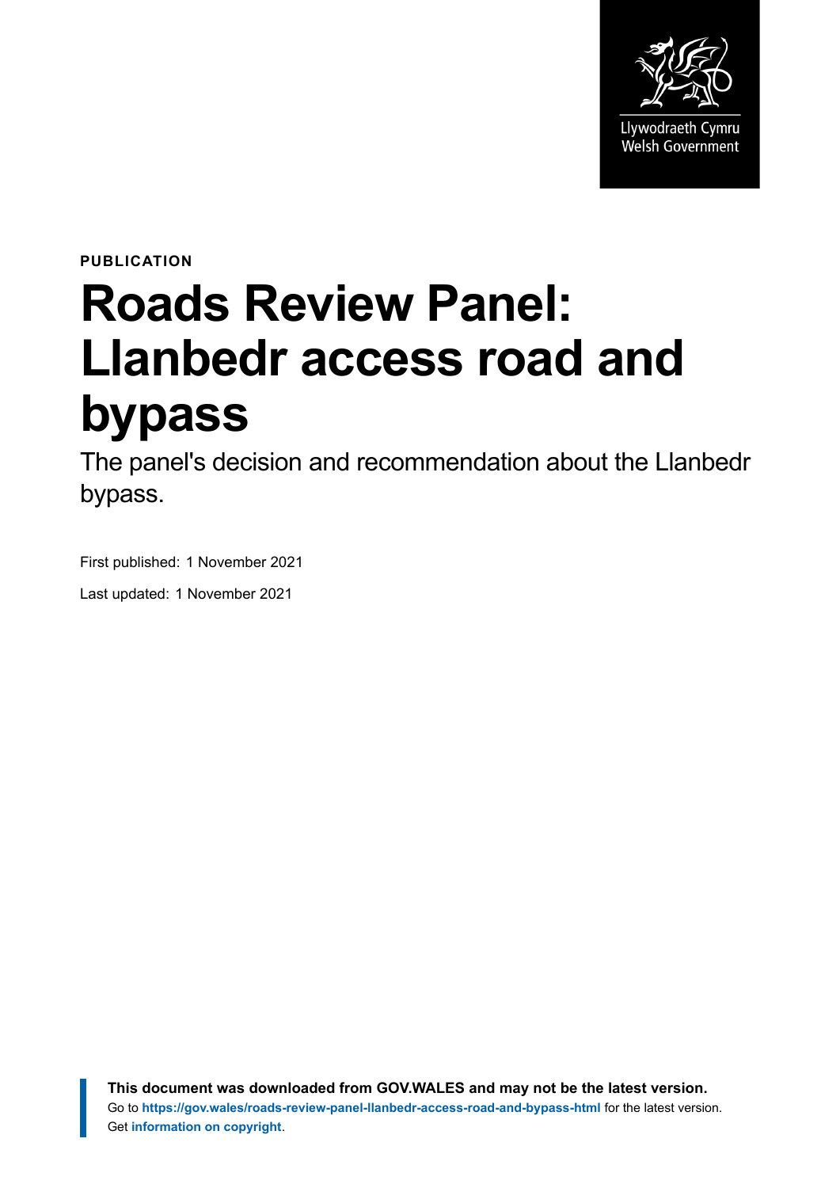Llywodraeth Cymru
Welsh Government

**PUBLICATION**

# Roads Review Panel: Llanbedr access road and bypass

The panel's decision and recommendation about the Llanbedr bypass.

First published: 1 November 2021

Last updated: 1 November 2021

**This document was downloaded from GOV.WALES and may not be the latest version.**
Go to **https://gov.wales/roads-review-panel-llanbedr-access-road-and-bypass-html** for the latest version.
Get **information on copyright**.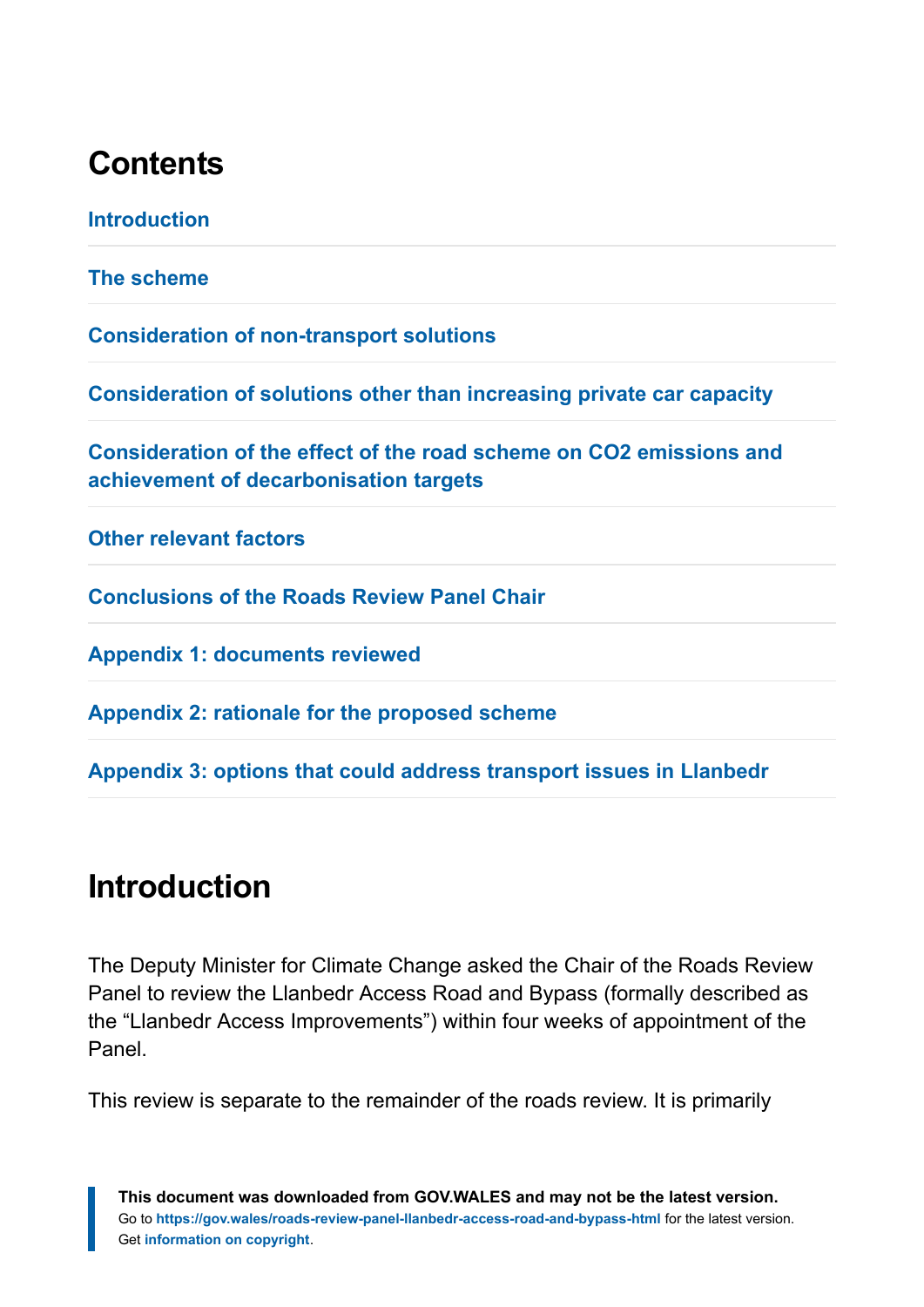## Contents

Introduction

The scheme

Consideration of non-transport solutions

Consideration of solutions other than increasing private car capacity

Consideration of the effect of the road scheme on CO2 emissions and achievement of decarbonisation targets

Other relevant factors

Conclusions of the Roads Review Panel Chair

Appendix 1: documents reviewed

Appendix 2: rationale for the proposed scheme

Appendix 3: options that could address transport issues in Llanbedr

## Introduction

The Deputy Minister for Climate Change asked the Chair of the Roads Review Panel to review the Llanbedr Access Road and Bypass (formally described as the "Llanbedr Access Improvements") within four weeks of appointment of the Panel.

This review is separate to the remainder of the roads review. It is primarily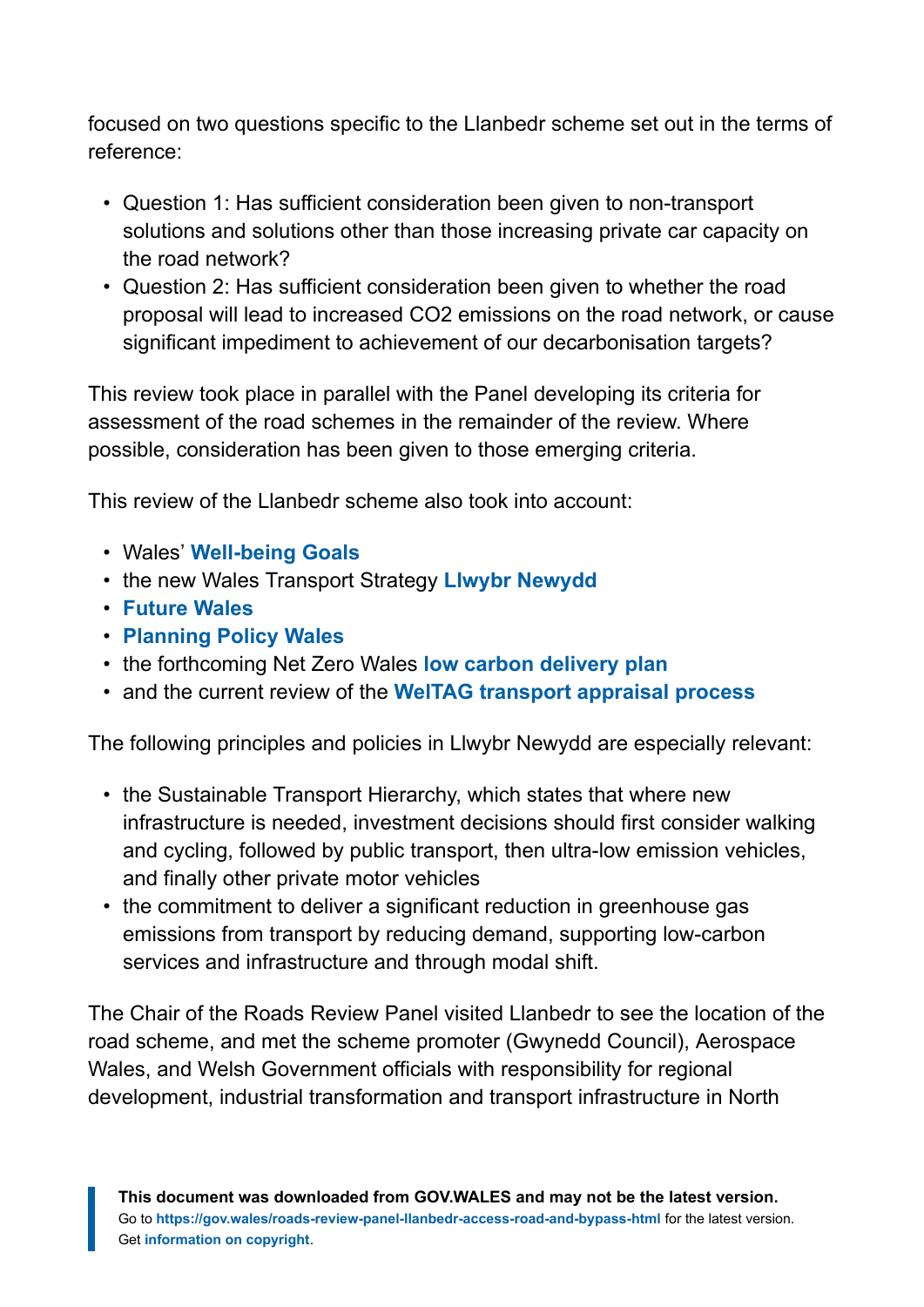focused on two questions specific to the Llanbedr scheme set out in the terms of reference:

- Question 1: Has sufficient consideration been given to non-transport solutions and solutions other than those increasing private car capacity on the road network?
- Question 2: Has sufficient consideration been given to whether the road proposal will lead to increased $CO_2$ emissions on the road network, or cause significant impediment to achievement of our decarbonisation targets?

This review took place in parallel with the Panel developing its criteria for assessment of the road schemes in the remainder of the review. Where possible, consideration has been given to those emerging criteria.

This review of the Llanbedr scheme also took into account:

- Wales' **Well-being Goals**
- the new Wales Transport Strategy **Llwybr Newydd**
- **Future Wales**
- **Planning Policy Wales**
- the forthcoming Net Zero Wales **low carbon delivery plan**
- and the current review of the **WelTAG transport appraisal process**

The following principles and policies in Llwybr Newydd are especially relevant:

- the Sustainable Transport Hierarchy, which states that where new infrastructure is needed, investment decisions should first consider walking and cycling, followed by public transport, then ultra-low emission vehicles, and finally other private motor vehicles
- the commitment to deliver a significant reduction in greenhouse gas emissions from transport by reducing demand, supporting low-carbon services and infrastructure and through modal shift.

The Chair of the Roads Review Panel visited Llanbedr to see the location of the road scheme, and met the scheme promoter (Gwynedd Council), Aerospace Wales, and Welsh Government officials with responsibility for regional development, industrial transformation and transport infrastructure in North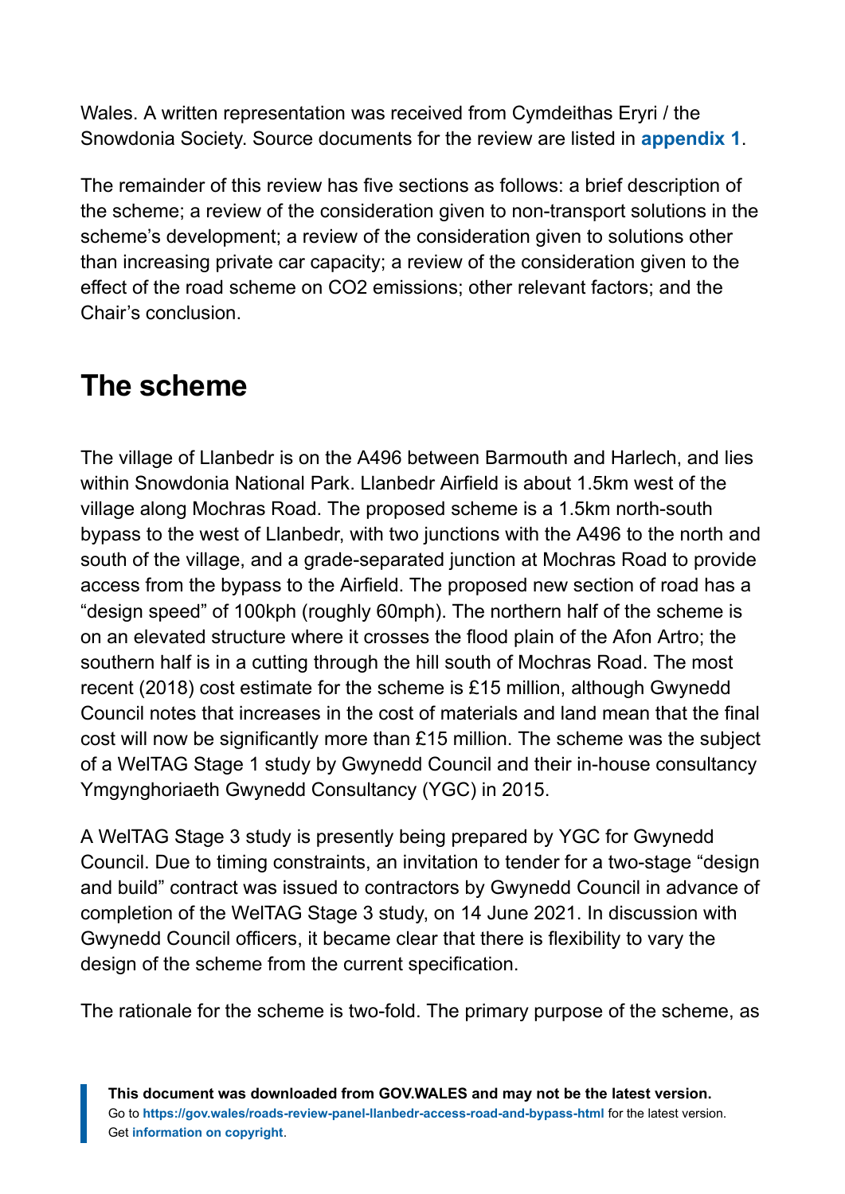Wales. A written representation was received from Cymdeithas Eryri / the Snowdonia Society. Source documents for the review are listed in **appendix 1**.

The remainder of this review has five sections as follows: a brief description of the scheme; a review of the consideration given to non-transport solutions in the scheme's development; a review of the consideration given to solutions other than increasing private car capacity; a review of the consideration given to the effect of the road scheme on $CO_2$ emissions; other relevant factors; and the Chair's conclusion.

## The scheme

The village of Llanbedr is on the A496 between Barmouth and Harlech, and lies within Snowdonia National Park. Llanbedr Airfield is about 1.5km west of the village along Mochras Road. The proposed scheme is a 1.5km north-south bypass to the west of Llanbedr, with two junctions with the A496 to the north and south of the village, and a grade-separated junction at Mochras Road to provide access from the bypass to the Airfield. The proposed new section of road has a "design speed" of 100kph (roughly 60mph). The northern half of the scheme is on an elevated structure where it crosses the flood plain of the Afon Artro; the southern half is in a cutting through the hill south of Mochras Road. The most recent (2018) cost estimate for the scheme is £15 million, although Gwynedd Council notes that increases in the cost of materials and land mean that the final cost will now be significantly more than £15 million. The scheme was the subject of a WelTAG Stage 1 study by Gwynedd Council and their in-house consultancy Ymgynghoriaeth Gwynedd Consultancy (YGC) in 2015.

A WelTAG Stage 3 study is presently being prepared by YGC for Gwynedd Council. Due to timing constraints, an invitation to tender for a two-stage "design and build" contract was issued to contractors by Gwynedd Council in advance of completion of the WelTAG Stage 3 study, on 14 June 2021. In discussion with Gwynedd Council officers, it became clear that there is flexibility to vary the design of the scheme from the current specification.

The rationale for the scheme is two-fold. The primary purpose of the scheme, as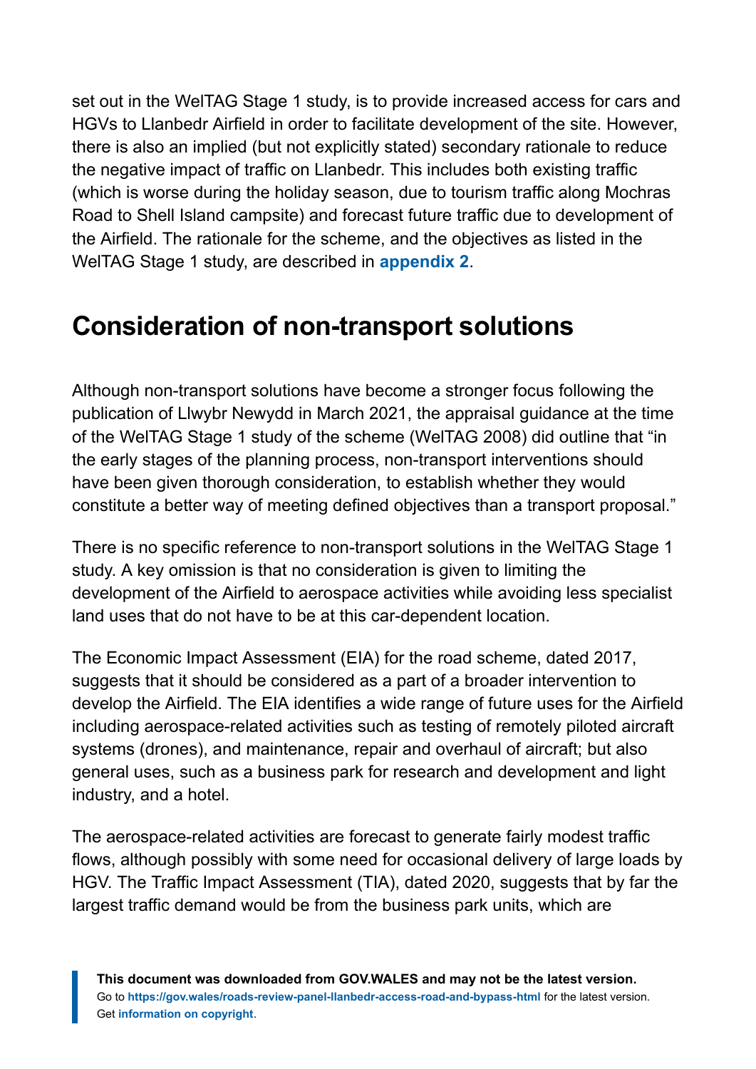set out in the WelTAG Stage 1 study, is to provide increased access for cars and HGVs to Llanbedr Airfield in order to facilitate development of the site. However, there is also an implied (but not explicitly stated) secondary rationale to reduce the negative impact of traffic on Llanbedr. This includes both existing traffic (which is worse during the holiday season, due to tourism traffic along Mochras Road to Shell Island campsite) and forecast future traffic due to development of the Airfield. The rationale for the scheme, and the objectives as listed in the WelTAG Stage 1 study, are described in **appendix 2**.

## Consideration of non-transport solutions

Although non-transport solutions have become a stronger focus following the publication of Llwybr Newydd in March 2021, the appraisal guidance at the time of the WelTAG Stage 1 study of the scheme (WelTAG 2008) did outline that "in the early stages of the planning process, non-transport interventions should have been given thorough consideration, to establish whether they would constitute a better way of meeting defined objectives than a transport proposal."

There is no specific reference to non-transport solutions in the WelTAG Stage 1 study. A key omission is that no consideration is given to limiting the development of the Airfield to aerospace activities while avoiding less specialist land uses that do not have to be at this car-dependent location.

The Economic Impact Assessment (EIA) for the road scheme, dated 2017, suggests that it should be considered as a part of a broader intervention to develop the Airfield. The EIA identifies a wide range of future uses for the Airfield including aerospace-related activities such as testing of remotely piloted aircraft systems (drones), and maintenance, repair and overhaul of aircraft; but also general uses, such as a business park for research and development and light industry, and a hotel.

The aerospace-related activities are forecast to generate fairly modest traffic flows, although possibly with some need for occasional delivery of large loads by HGV. The Traffic Impact Assessment (TIA), dated 2020, suggests that by far the largest traffic demand would be from the business park units, which are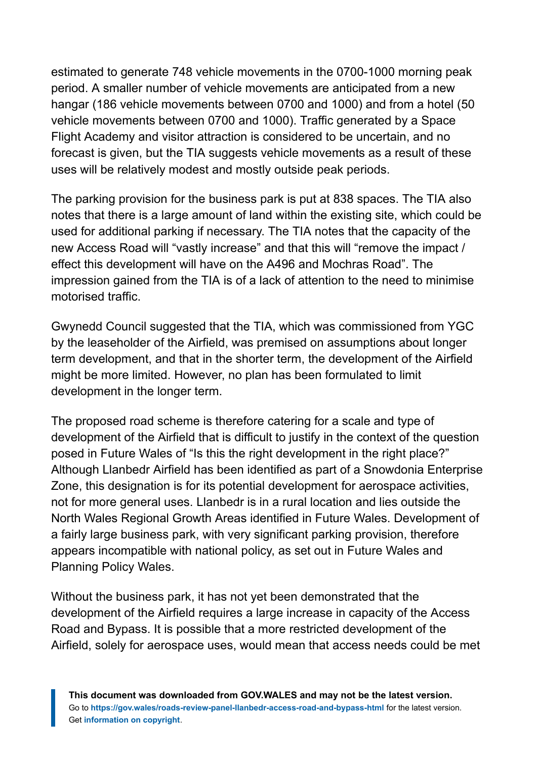estimated to generate 748 vehicle movements in the 0700-1000 morning peak period. A smaller number of vehicle movements are anticipated from a new hangar (186 vehicle movements between 0700 and 1000) and from a hotel (50 vehicle movements between 0700 and 1000). Traffic generated by a Space Flight Academy and visitor attraction is considered to be uncertain, and no forecast is given, but the TIA suggests vehicle movements as a result of these uses will be relatively modest and mostly outside peak periods.

The parking provision for the business park is put at 838 spaces. The TIA also notes that there is a large amount of land within the existing site, which could be used for additional parking if necessary. The TIA notes that the capacity of the new Access Road will "vastly increase" and that this will "remove the impact / effect this development will have on the A496 and Mochras Road". The impression gained from the TIA is of a lack of attention to the need to minimise motorised traffic.

Gwynedd Council suggested that the TIA, which was commissioned from YGC by the leaseholder of the Airfield, was premised on assumptions about longer term development, and that in the shorter term, the development of the Airfield might be more limited. However, no plan has been formulated to limit development in the longer term.

The proposed road scheme is therefore catering for a scale and type of development of the Airfield that is difficult to justify in the context of the question posed in Future Wales of "Is this the right development in the right place?" Although Llanbedr Airfield has been identified as part of a Snowdonia Enterprise Zone, this designation is for its potential development for aerospace activities, not for more general uses. Llanbedr is in a rural location and lies outside the North Wales Regional Growth Areas identified in Future Wales. Development of a fairly large business park, with very significant parking provision, therefore appears incompatible with national policy, as set out in Future Wales and Planning Policy Wales.

Without the business park, it has not yet been demonstrated that the development of the Airfield requires a large increase in capacity of the Access Road and Bypass. It is possible that a more restricted development of the Airfield, solely for aerospace uses, would mean that access needs could be met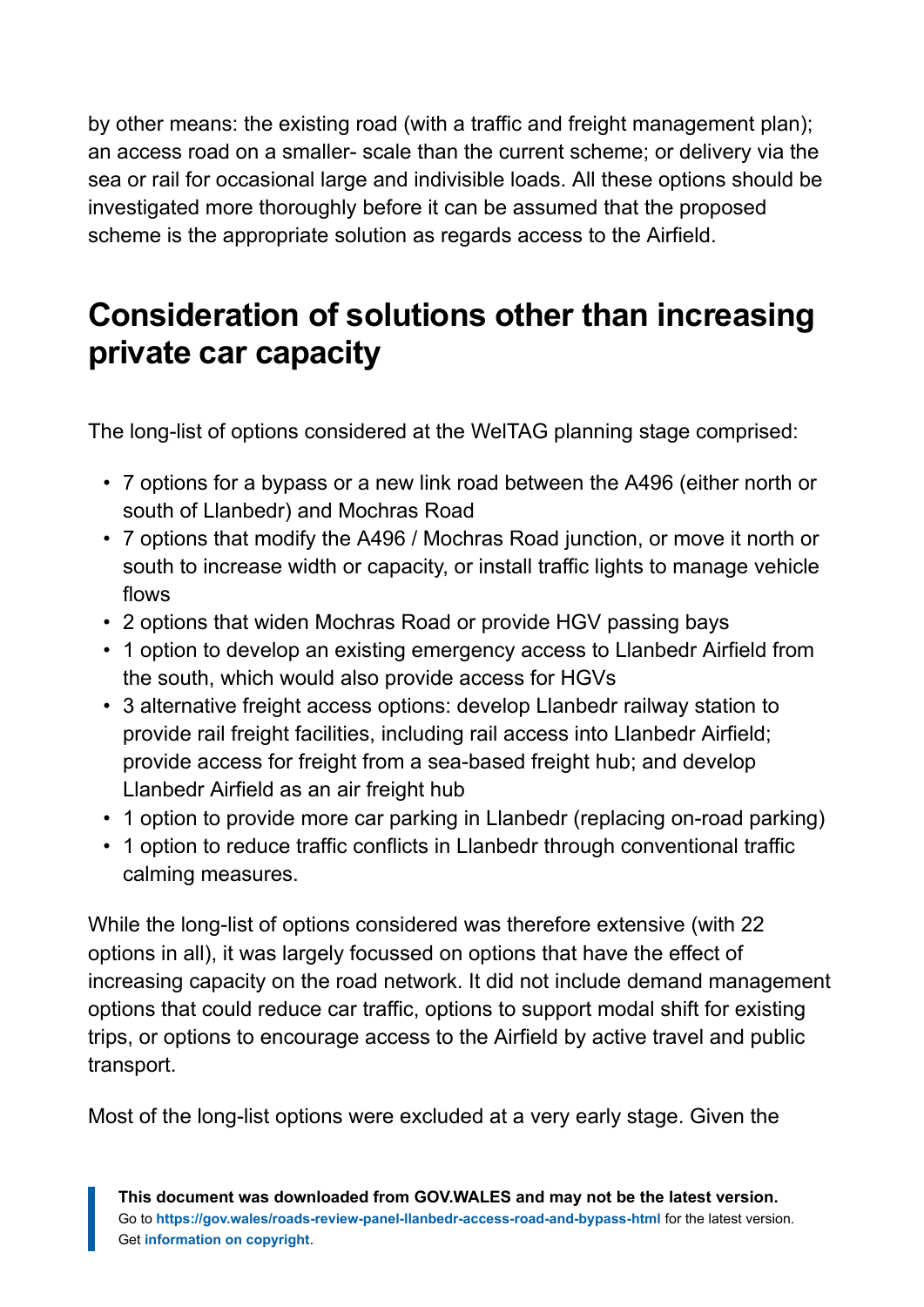by other means: the existing road (with a traffic and freight management plan); an access road on a smaller- scale than the current scheme; or delivery via the sea or rail for occasional large and indivisible loads. All these options should be investigated more thoroughly before it can be assumed that the proposed scheme is the appropriate solution as regards access to the Airfield.

## Consideration of solutions other than increasing private car capacity

The long-list of options considered at the WelTAG planning stage comprised:

- 7 options for a bypass or a new link road between the A496 (either north or south of Llanbedr) and Mochras Road
- 7 options that modify the A496 / Mochras Road junction, or move it north or south to increase width or capacity, or install traffic lights to manage vehicle flows
- 2 options that widen Mochras Road or provide HGV passing bays
- 1 option to develop an existing emergency access to Llanbedr Airfield from the south, which would also provide access for HGVs
- 3 alternative freight access options: develop Llanbedr railway station to provide rail freight facilities, including rail access into Llanbedr Airfield; provide access for freight from a sea-based freight hub; and develop Llanbedr Airfield as an air freight hub
- 1 option to provide more car parking in Llanbedr (replacing on-road parking)
- 1 option to reduce traffic conflicts in Llanbedr through conventional traffic calming measures.

While the long-list of options considered was therefore extensive (with 22 options in all), it was largely focussed on options that have the effect of increasing capacity on the road network. It did not include demand management options that could reduce car traffic, options to support modal shift for existing trips, or options to encourage access to the Airfield by active travel and public transport.

Most of the long-list options were excluded at a very early stage. Given the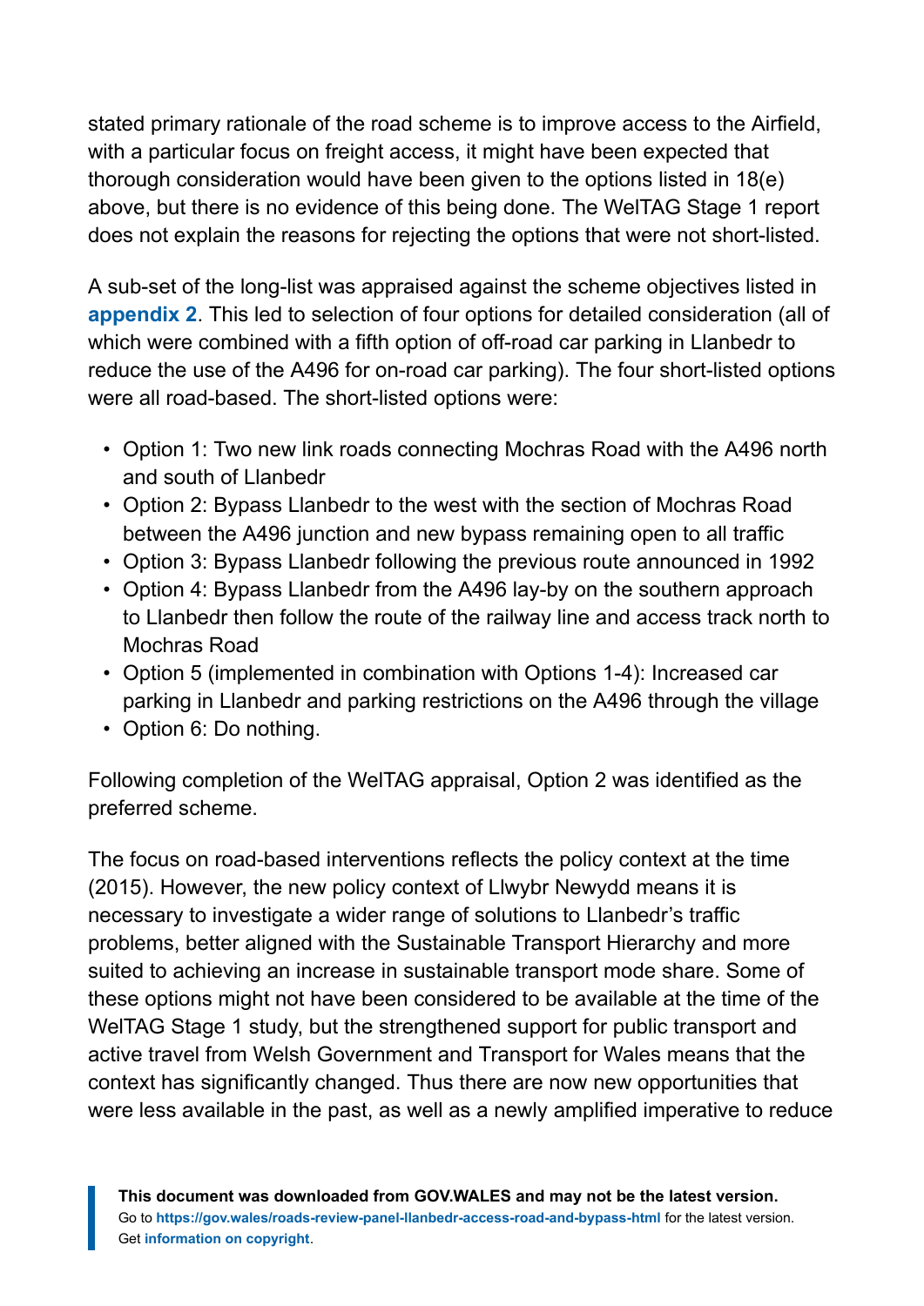stated primary rationale of the road scheme is to improve access to the Airfield, with a particular focus on freight access, it might have been expected that thorough consideration would have been given to the options listed in 18(e) above, but there is no evidence of this being done. The WelTAG Stage 1 report does not explain the reasons for rejecting the options that were not short-listed.

A sub-set of the long-list was appraised against the scheme objectives listed in **appendix 2**. This led to selection of four options for detailed consideration (all of which were combined with a fifth option of off-road car parking in Llanbedr to reduce the use of the A496 for on-road car parking). The four short-listed options were all road-based. The short-listed options were:

- Option 1: Two new link roads connecting Mochras Road with the A496 north and south of Llanbedr
- Option 2: Bypass Llanbedr to the west with the section of Mochras Road between the A496 junction and new bypass remaining open to all traffic
- Option 3: Bypass Llanbedr following the previous route announced in 1992
- Option 4: Bypass Llanbedr from the A496 lay-by on the southern approach to Llanbedr then follow the route of the railway line and access track north to Mochras Road
- Option 5 (implemented in combination with Options 1-4): Increased car parking in Llanbedr and parking restrictions on the A496 through the village
- Option 6: Do nothing.

Following completion of the WelTAG appraisal, Option 2 was identified as the preferred scheme.

The focus on road-based interventions reflects the policy context at the time (2015). However, the new policy context of Llwybr Newydd means it is necessary to investigate a wider range of solutions to Llanbedr's traffic problems, better aligned with the Sustainable Transport Hierarchy and more suited to achieving an increase in sustainable transport mode share. Some of these options might not have been considered to be available at the time of the WelTAG Stage 1 study, but the strengthened support for public transport and active travel from Welsh Government and Transport for Wales means that the context has significantly changed. Thus there are now new opportunities that were less available in the past, as well as a newly amplified imperative to reduce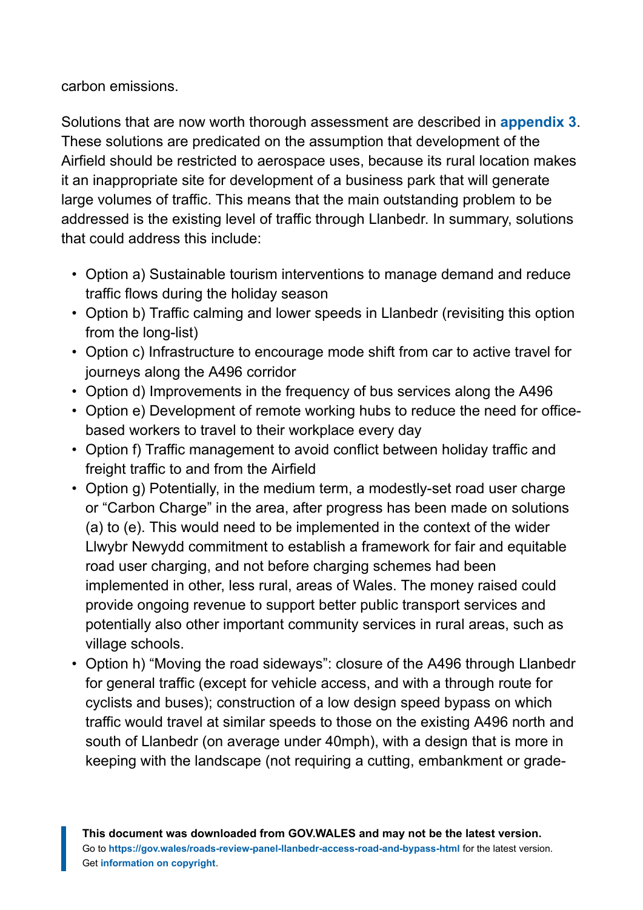carbon emissions.

Solutions that are now worth thorough assessment are described in **appendix 3**. These solutions are predicated on the assumption that development of the Airfield should be restricted to aerospace uses, because its rural location makes it an inappropriate site for development of a business park that will generate large volumes of traffic. This means that the main outstanding problem to be addressed is the existing level of traffic through Llanbedr. In summary, solutions that could address this include:

- Option a) Sustainable tourism interventions to manage demand and reduce traffic flows during the holiday season
- Option b) Traffic calming and lower speeds in Llanbedr (revisiting this option from the long-list)
- Option c) Infrastructure to encourage mode shift from car to active travel for journeys along the A496 corridor
- Option d) Improvements in the frequency of bus services along the A496
- Option e) Development of remote working hubs to reduce the need for office-based workers to travel to their workplace every day
- Option f) Traffic management to avoid conflict between holiday traffic and freight traffic to and from the Airfield
- Option g) Potentially, in the medium term, a modestly-set road user charge or "Carbon Charge" in the area, after progress has been made on solutions (a) to (e). This would need to be implemented in the context of the wider Llwybr Newydd commitment to establish a framework for fair and equitable road user charging, and not before charging schemes had been implemented in other, less rural, areas of Wales. The money raised could provide ongoing revenue to support better public transport services and potentially also other important community services in rural areas, such as village schools.
- Option h) "Moving the road sideways": closure of the A496 through Llanbedr for general traffic (except for vehicle access, and with a through route for cyclists and buses); construction of a low design speed bypass on which traffic would travel at similar speeds to those on the existing A496 north and south of Llanbedr (on average under 40mph), with a design that is more in keeping with the landscape (not requiring a cutting, embankment or grade-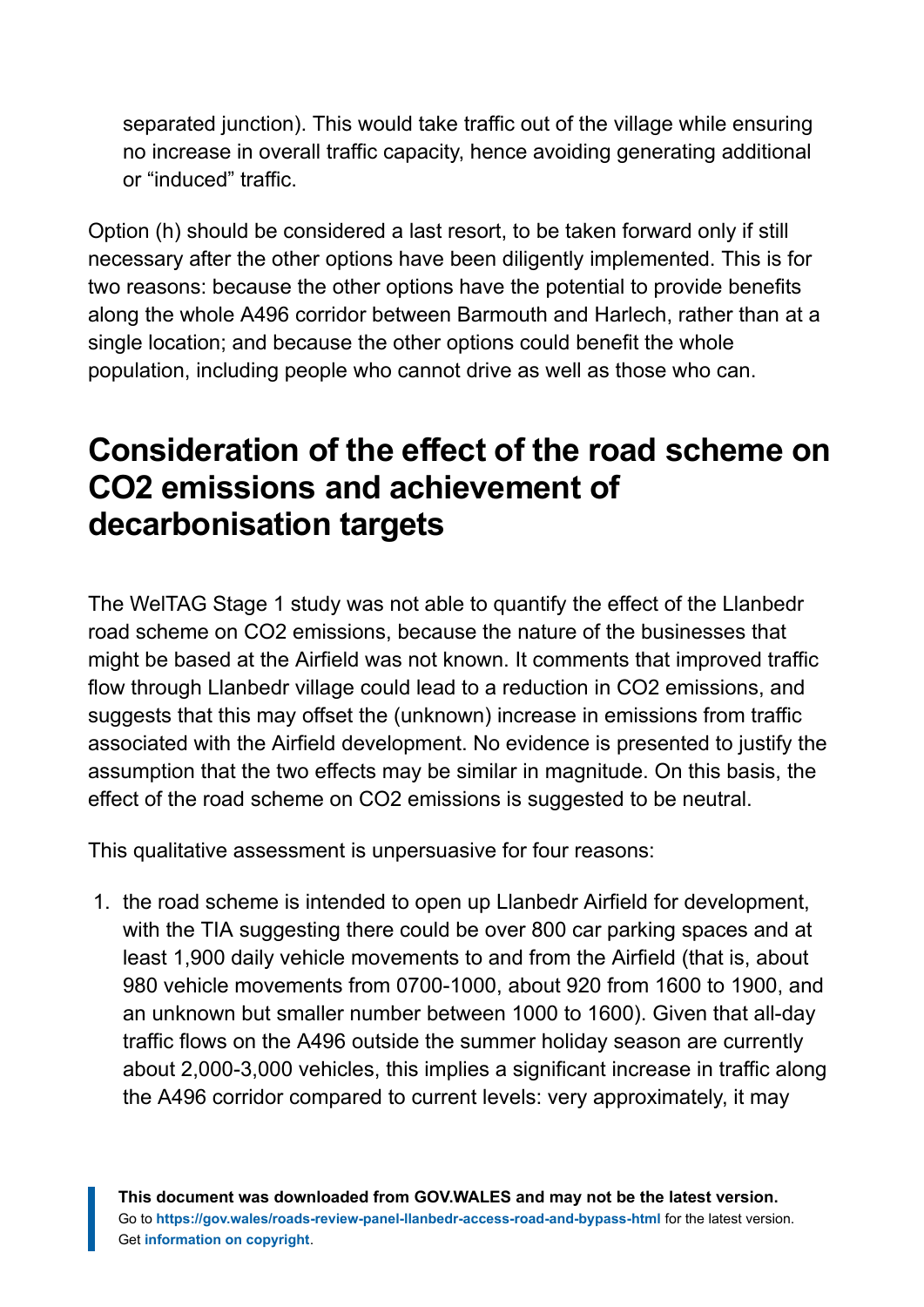separated junction). This would take traffic out of the village while ensuring no increase in overall traffic capacity, hence avoiding generating additional or “induced” traffic.

Option (h) should be considered a last resort, to be taken forward only if still necessary after the other options have been diligently implemented. This is for two reasons: because the other options have the potential to provide benefits along the whole A496 corridor between Barmouth and Harlech, rather than at a single location; and because the other options could benefit the whole population, including people who cannot drive as well as those who can.

## Consideration of the effect of the road scheme on $CO_2$ emissions and achievement of decarbonisation targets

The WelTAG Stage 1 study was not able to quantify the effect of the Llanbedr road scheme on $CO_2$ emissions, because the nature of the businesses that might be based at the Airfield was not known. It comments that improved traffic flow through Llanbedr village could lead to a reduction in $CO_2$ emissions, and suggests that this may offset the (unknown) increase in emissions from traffic associated with the Airfield development. No evidence is presented to justify the assumption that the two effects may be similar in magnitude. On this basis, the effect of the road scheme on $CO_2$ emissions is suggested to be neutral.

This qualitative assessment is unpersuasive for four reasons:

1. the road scheme is intended to open up Llanbedr Airfield for development, with the TIA suggesting there could be over 800 car parking spaces and at least 1,900 daily vehicle movements to and from the Airfield (that is, about 980 vehicle movements from 0700-1000, about 920 from 1600 to 1900, and an unknown but smaller number between 1000 to 1600). Given that all-day traffic flows on the A496 outside the summer holiday season are currently about 2,000-3,000 vehicles, this implies a significant increase in traffic along the A496 corridor compared to current levels: very approximately, it may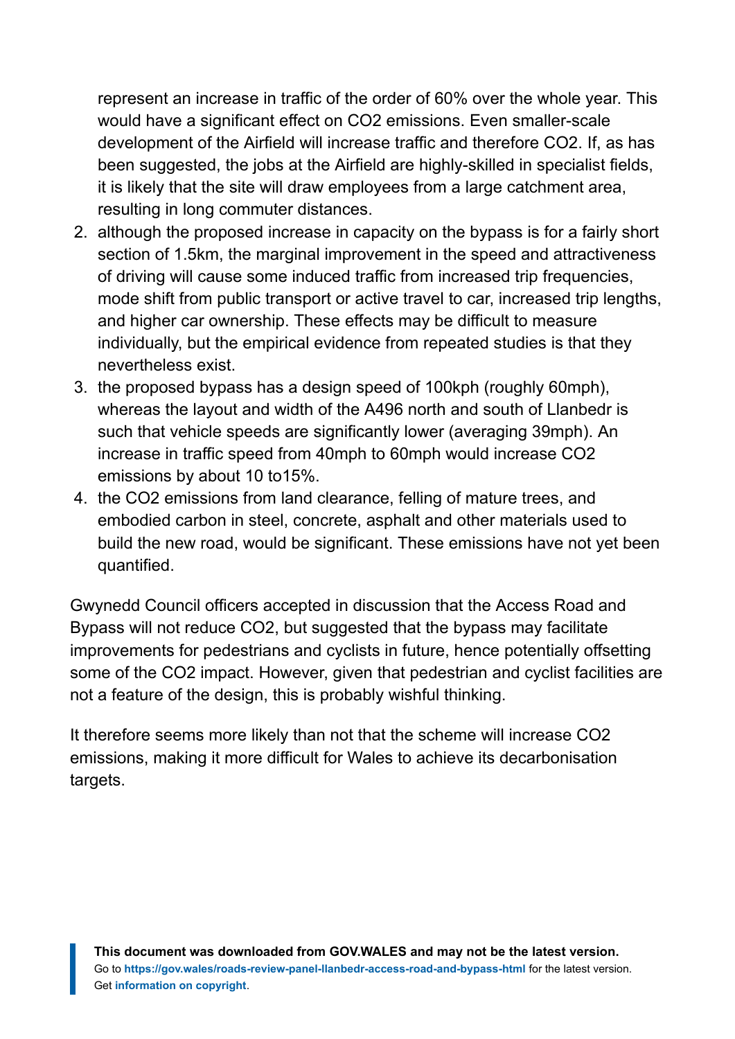represent an increase in traffic of the order of 60% over the whole year. This would have a significant effect on $CO_2$ emissions. Even smaller-scale development of the Airfield will increase traffic and therefore $CO_2$. If, as has been suggested, the jobs at the Airfield are highly-skilled in specialist fields, it is likely that the site will draw employees from a large catchment area, resulting in long commuter distances.

2. although the proposed increase in capacity on the bypass is for a fairly short section of 1.5km, the marginal improvement in the speed and attractiveness of driving will cause some induced traffic from increased trip frequencies, mode shift from public transport or active travel to car, increased trip lengths, and higher car ownership. These effects may be difficult to measure individually, but the empirical evidence from repeated studies is that they nevertheless exist.
3. the proposed bypass has a design speed of 100kph (roughly 60mph), whereas the layout and width of the A496 north and south of Llanbedr is such that vehicle speeds are significantly lower (averaging 39mph). An increase in traffic speed from 40mph to 60mph would increase $CO_2$ emissions by about 10 to15%.
4. the $CO_2$ emissions from land clearance, felling of mature trees, and embodied carbon in steel, concrete, asphalt and other materials used to build the new road, would be significant. These emissions have not yet been quantified.

Gwynedd Council officers accepted in discussion that the Access Road and Bypass will not reduce $CO_2$, but suggested that the bypass may facilitate improvements for pedestrians and cyclists in future, hence potentially offsetting some of the $CO_2$ impact. However, given that pedestrian and cyclist facilities are not a feature of the design, this is probably wishful thinking.

It therefore seems more likely than not that the scheme will increase $CO_2$ emissions, making it more difficult for Wales to achieve its decarbonisation targets.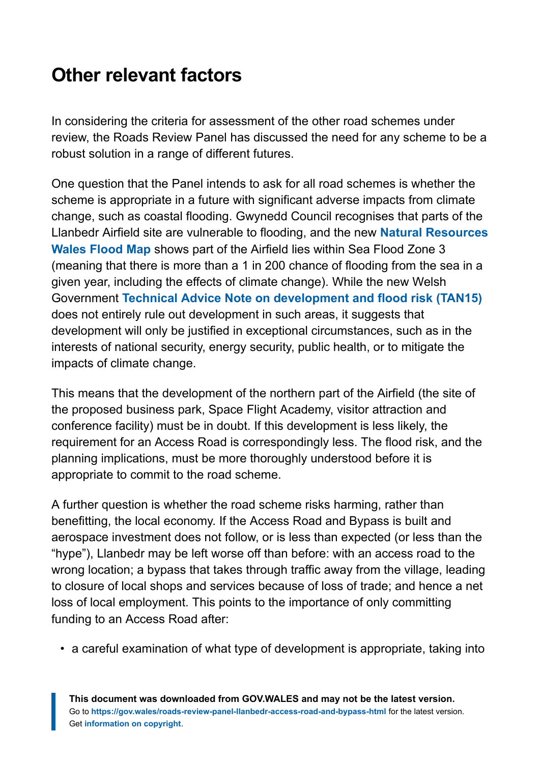## Other relevant factors

In considering the criteria for assessment of the other road schemes under review, the Roads Review Panel has discussed the need for any scheme to be a robust solution in a range of different futures.

One question that the Panel intends to ask for all road schemes is whether the scheme is appropriate in a future with significant adverse impacts from climate change, such as coastal flooding. Gwynedd Council recognises that parts of the Llanbedr Airfield site are vulnerable to flooding, and the new **Natural Resources Wales Flood Map** shows part of the Airfield lies within Sea Flood Zone 3 (meaning that there is more than a 1 in 200 chance of flooding from the sea in a given year, including the effects of climate change). While the new Welsh Government **Technical Advice Note on development and flood risk (TAN15)** does not entirely rule out development in such areas, it suggests that development will only be justified in exceptional circumstances, such as in the interests of national security, energy security, public health, or to mitigate the impacts of climate change.

This means that the development of the northern part of the Airfield (the site of the proposed business park, Space Flight Academy, visitor attraction and conference facility) must be in doubt. If this development is less likely, the requirement for an Access Road is correspondingly less. The flood risk, and the planning implications, must be more thoroughly understood before it is appropriate to commit to the road scheme.

A further question is whether the road scheme risks harming, rather than benefitting, the local economy. If the Access Road and Bypass is built and aerospace investment does not follow, or is less than expected (or less than the "hype"), Llanbedr may be left worse off than before: with an access road to the wrong location; a bypass that takes through traffic away from the village, leading to closure of local shops and services because of loss of trade; and hence a net loss of local employment. This points to the importance of only committing funding to an Access Road after:

- a careful examination of what type of development is appropriate, taking into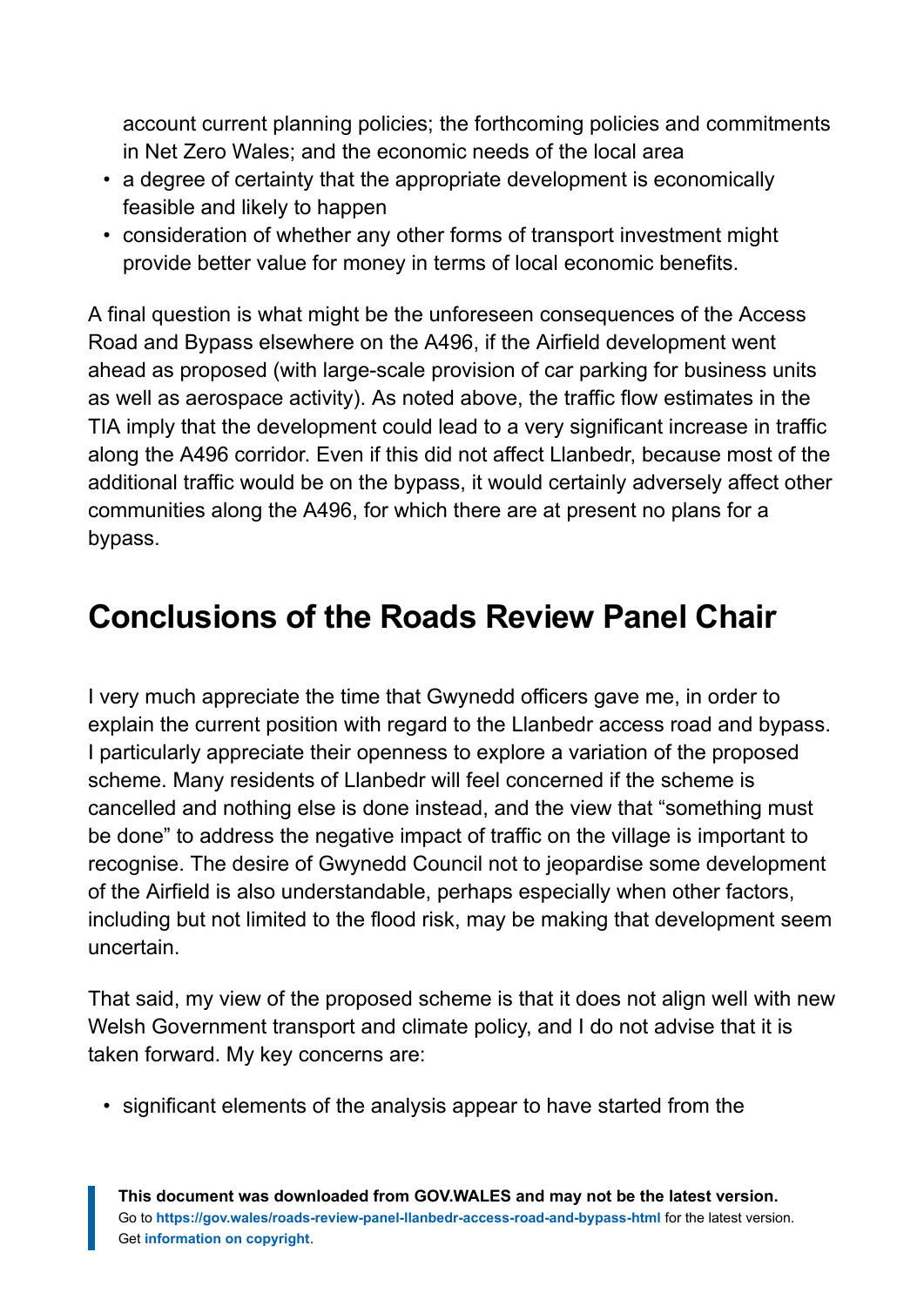account current planning policies; the forthcoming policies and commitments in Net Zero Wales; and the economic needs of the local area
- a degree of certainty that the appropriate development is economically feasible and likely to happen
- consideration of whether any other forms of transport investment might provide better value for money in terms of local economic benefits.

A final question is what might be the unforeseen consequences of the Access Road and Bypass elsewhere on the A496, if the Airfield development went ahead as proposed (with large-scale provision of car parking for business units as well as aerospace activity). As noted above, the traffic flow estimates in the TIA imply that the development could lead to a very significant increase in traffic along the A496 corridor. Even if this did not affect Llanbedr, because most of the additional traffic would be on the bypass, it would certainly adversely affect other communities along the A496, for which there are at present no plans for a bypass.

## Conclusions of the Roads Review Panel Chair

I very much appreciate the time that Gwynedd officers gave me, in order to explain the current position with regard to the Llanbedr access road and bypass. I particularly appreciate their openness to explore a variation of the proposed scheme. Many residents of Llanbedr will feel concerned if the scheme is cancelled and nothing else is done instead, and the view that "something must be done" to address the negative impact of traffic on the village is important to recognise. The desire of Gwynedd Council not to jeopardise some development of the Airfield is also understandable, perhaps especially when other factors, including but not limited to the flood risk, may be making that development seem uncertain.

That said, my view of the proposed scheme is that it does not align well with new Welsh Government transport and climate policy, and I do not advise that it is taken forward. My key concerns are:

- significant elements of the analysis appear to have started from the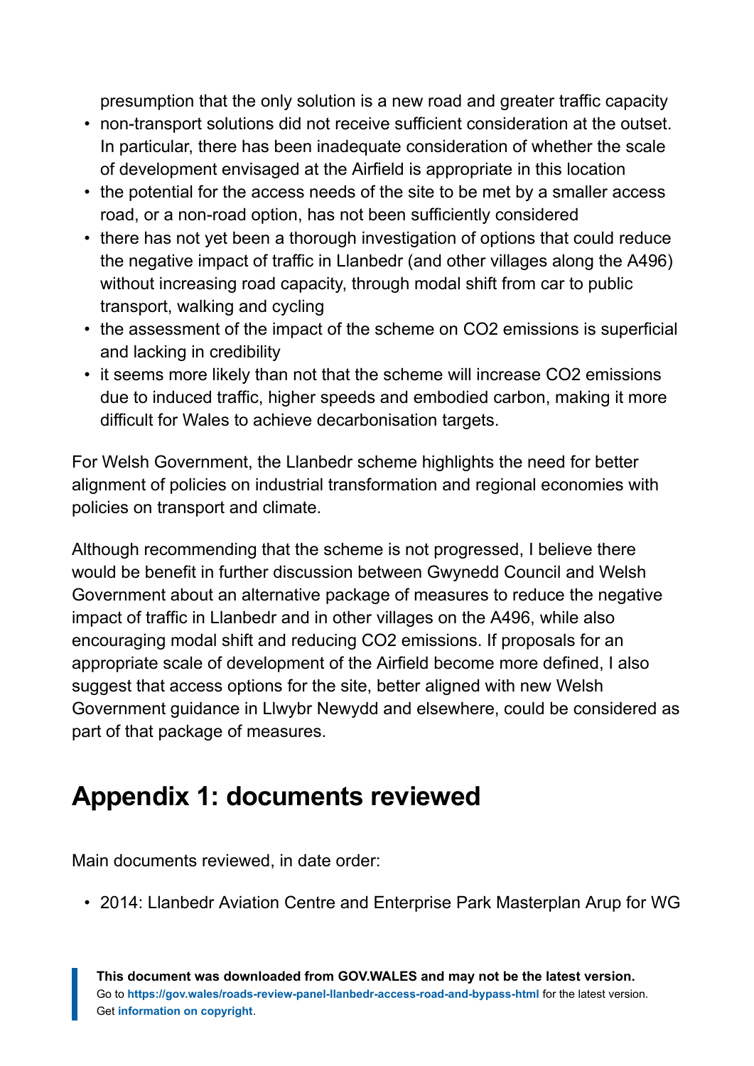presumption that the only solution is a new road and greater traffic capacity

- non-transport solutions did not receive sufficient consideration at the outset. In particular, there has been inadequate consideration of whether the scale of development envisaged at the Airfield is appropriate in this location
- the potential for the access needs of the site to be met by a smaller access road, or a non-road option, has not been sufficiently considered
- there has not yet been a thorough investigation of options that could reduce the negative impact of traffic in Llanbedr (and other villages along the A496) without increasing road capacity, through modal shift from car to public transport, walking and cycling
- the assessment of the impact of the scheme on $CO_2$ emissions is superficial and lacking in credibility
- it seems more likely than not that the scheme will increase $CO_2$ emissions due to induced traffic, higher speeds and embodied carbon, making it more difficult for Wales to achieve decarbonisation targets.

For Welsh Government, the Llanbedr scheme highlights the need for better alignment of policies on industrial transformation and regional economies with policies on transport and climate.

Although recommending that the scheme is not progressed, I believe there would be benefit in further discussion between Gwynedd Council and Welsh Government about an alternative package of measures to reduce the negative impact of traffic in Llanbedr and in other villages on the A496, while also encouraging modal shift and reducing $CO_2$ emissions. If proposals for an appropriate scale of development of the Airfield become more defined, I also suggest that access options for the site, better aligned with new Welsh Government guidance in Llwybr Newydd and elsewhere, could be considered as part of that package of measures.

## Appendix 1: documents reviewed

Main documents reviewed, in date order:

- 2014: Llanbedr Aviation Centre and Enterprise Park Masterplan Arup for WG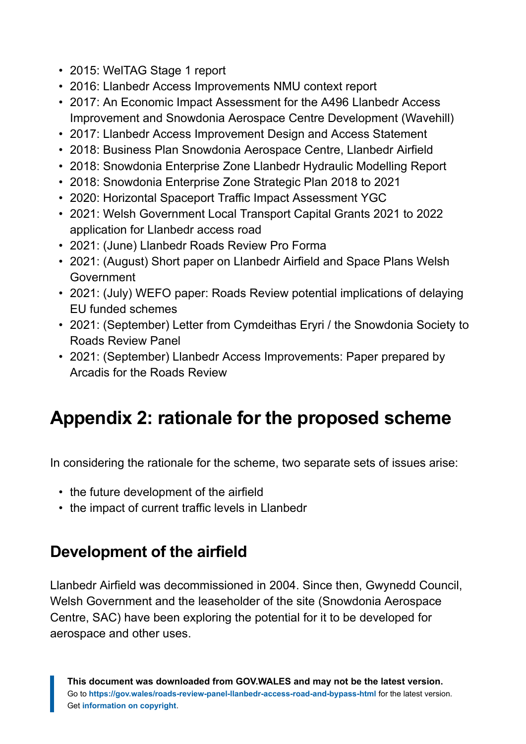- 2015: WelTAG Stage 1 report
- 2016: Llanbedr Access Improvements NMU context report
- 2017: An Economic Impact Assessment for the A496 Llanbedr Access Improvement and Snowdonia Aerospace Centre Development (Wavehill)
- 2017: Llanbedr Access Improvement Design and Access Statement
- 2018: Business Plan Snowdonia Aerospace Centre, Llanbedr Airfield
- 2018: Snowdonia Enterprise Zone Llanbedr Hydraulic Modelling Report
- 2018: Snowdonia Enterprise Zone Strategic Plan 2018 to 2021
- 2020: Horizontal Spaceport Traffic Impact Assessment YGC
- 2021: Welsh Government Local Transport Capital Grants 2021 to 2022 application for Llanbedr access road
- 2021: (June) Llanbedr Roads Review Pro Forma
- 2021: (August) Short paper on Llanbedr Airfield and Space Plans Welsh Government
- 2021: (July) WEFO paper: Roads Review potential implications of delaying EU funded schemes
- 2021: (September) Letter from Cymdeithas Eryri / the Snowdonia Society to Roads Review Panel
- 2021: (September) Llanbedr Access Improvements: Paper prepared by Arcadis for the Roads Review

## Appendix 2: rationale for the proposed scheme

In considering the rationale for the scheme, two separate sets of issues arise:

- the future development of the airfield
- the impact of current traffic levels in Llanbedr

### Development of the airfield

Llanbedr Airfield was decommissioned in 2004. Since then, Gwynedd Council, Welsh Government and the leaseholder of the site (Snowdonia Aerospace Centre, SAC) have been exploring the potential for it to be developed for aerospace and other uses.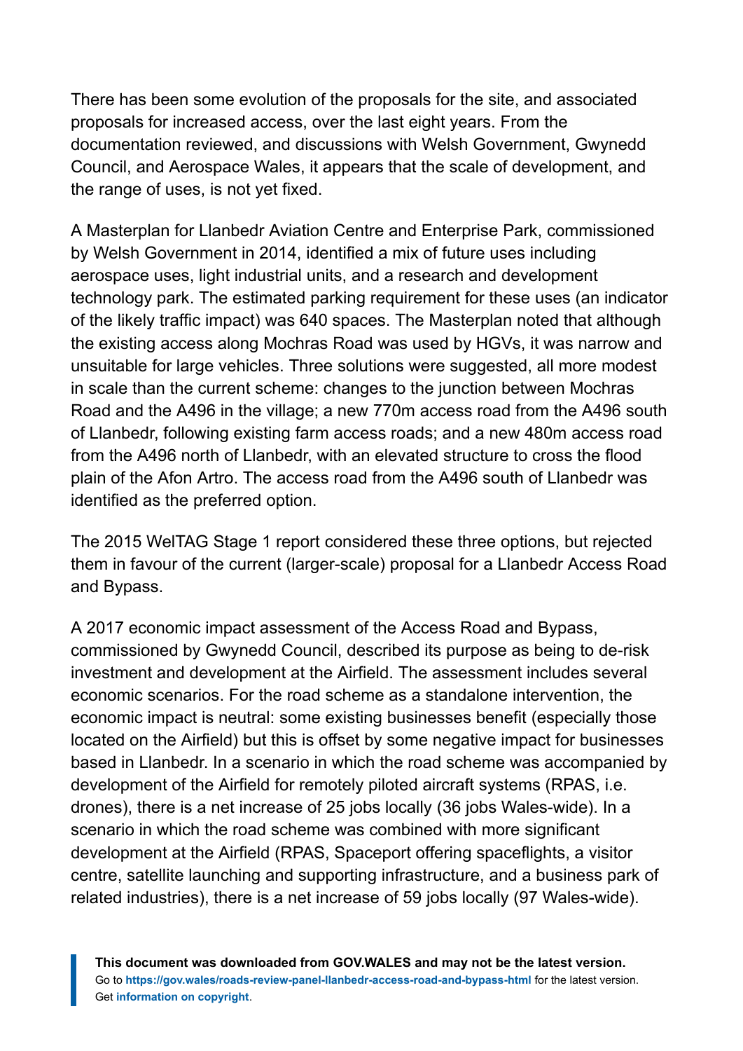There has been some evolution of the proposals for the site, and associated proposals for increased access, over the last eight years. From the documentation reviewed, and discussions with Welsh Government, Gwynedd Council, and Aerospace Wales, it appears that the scale of development, and the range of uses, is not yet fixed.

A Masterplan for Llanbedr Aviation Centre and Enterprise Park, commissioned by Welsh Government in 2014, identified a mix of future uses including aerospace uses, light industrial units, and a research and development technology park. The estimated parking requirement for these uses (an indicator of the likely traffic impact) was 640 spaces. The Masterplan noted that although the existing access along Mochras Road was used by HGVs, it was narrow and unsuitable for large vehicles. Three solutions were suggested, all more modest in scale than the current scheme: changes to the junction between Mochras Road and the A496 in the village; a new 770m access road from the A496 south of Llanbedr, following existing farm access roads; and a new 480m access road from the A496 north of Llanbedr, with an elevated structure to cross the flood plain of the Afon Artro. The access road from the A496 south of Llanbedr was identified as the preferred option.

The 2015 WelTAG Stage 1 report considered these three options, but rejected them in favour of the current (larger-scale) proposal for a Llanbedr Access Road and Bypass.

A 2017 economic impact assessment of the Access Road and Bypass, commissioned by Gwynedd Council, described its purpose as being to de-risk investment and development at the Airfield. The assessment includes several economic scenarios. For the road scheme as a standalone intervention, the economic impact is neutral: some existing businesses benefit (especially those located on the Airfield) but this is offset by some negative impact for businesses based in Llanbedr. In a scenario in which the road scheme was accompanied by development of the Airfield for remotely piloted aircraft systems (RPAS, i.e. drones), there is a net increase of 25 jobs locally (36 jobs Wales-wide). In a scenario in which the road scheme was combined with more significant development at the Airfield (RPAS, Spaceport offering spaceflights, a visitor centre, satellite launching and supporting infrastructure, and a business park of related industries), there is a net increase of 59 jobs locally (97 Wales-wide).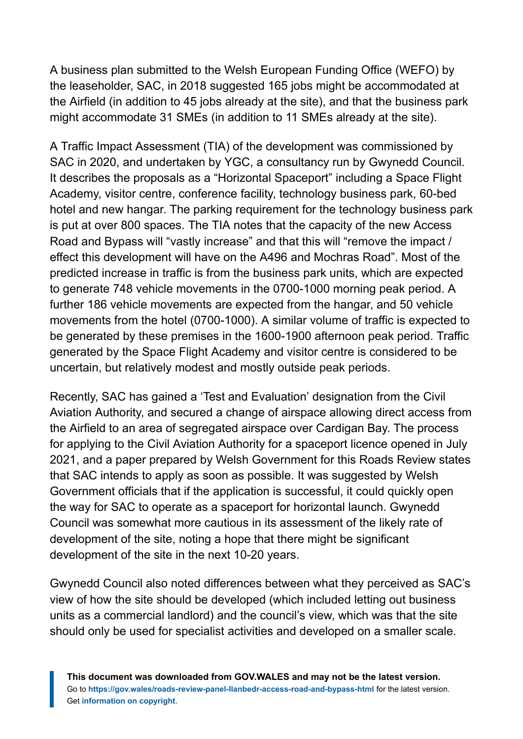A business plan submitted to the Welsh European Funding Office (WEFO) by the leaseholder, SAC, in 2018 suggested 165 jobs might be accommodated at the Airfield (in addition to 45 jobs already at the site), and that the business park might accommodate 31 SMEs (in addition to 11 SMEs already at the site).

A Traffic Impact Assessment (TIA) of the development was commissioned by SAC in 2020, and undertaken by YGC, a consultancy run by Gwynedd Council. It describes the proposals as a “Horizontal Spaceport” including a Space Flight Academy, visitor centre, conference facility, technology business park, 60-bed hotel and new hangar. The parking requirement for the technology business park is put at over 800 spaces. The TIA notes that the capacity of the new Access Road and Bypass will “vastly increase” and that this will “remove the impact / effect this development will have on the A496 and Mochras Road”. Most of the predicted increase in traffic is from the business park units, which are expected to generate 748 vehicle movements in the 0700-1000 morning peak period. A further 186 vehicle movements are expected from the hangar, and 50 vehicle movements from the hotel (0700-1000). A similar volume of traffic is expected to be generated by these premises in the 1600-1900 afternoon peak period. Traffic generated by the Space Flight Academy and visitor centre is considered to be uncertain, but relatively modest and mostly outside peak periods.

Recently, SAC has gained a ‘Test and Evaluation’ designation from the Civil Aviation Authority, and secured a change of airspace allowing direct access from the Airfield to an area of segregated airspace over Cardigan Bay. The process for applying to the Civil Aviation Authority for a spaceport licence opened in July 2021, and a paper prepared by Welsh Government for this Roads Review states that SAC intends to apply as soon as possible. It was suggested by Welsh Government officials that if the application is successful, it could quickly open the way for SAC to operate as a spaceport for horizontal launch. Gwynedd Council was somewhat more cautious in its assessment of the likely rate of development of the site, noting a hope that there might be significant development of the site in the next 10-20 years.

Gwynedd Council also noted differences between what they perceived as SAC’s view of how the site should be developed (which included letting out business units as a commercial landlord) and the council’s view, which was that the site should only be used for specialist activities and developed on a smaller scale.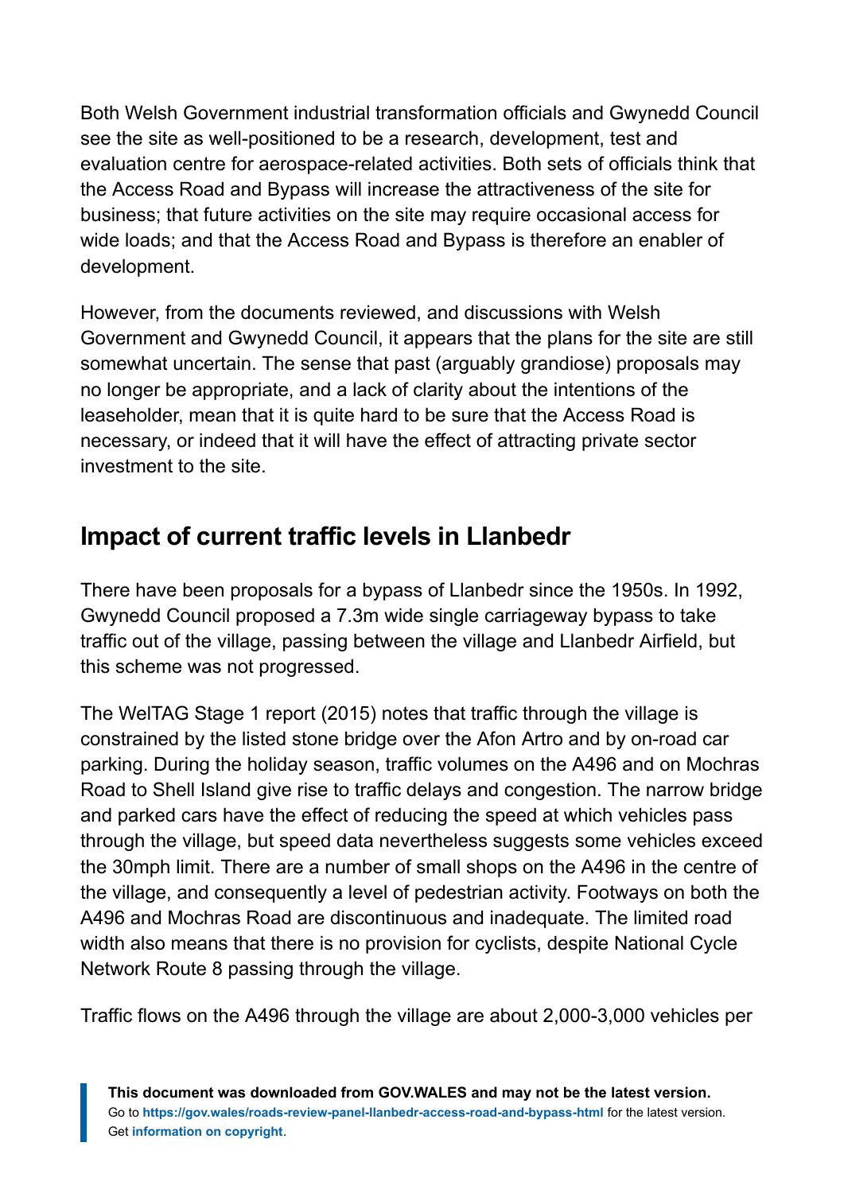Both Welsh Government industrial transformation officials and Gwynedd Council see the site as well-positioned to be a research, development, test and evaluation centre for aerospace-related activities. Both sets of officials think that the Access Road and Bypass will increase the attractiveness of the site for business; that future activities on the site may require occasional access for wide loads; and that the Access Road and Bypass is therefore an enabler of development.

However, from the documents reviewed, and discussions with Welsh Government and Gwynedd Council, it appears that the plans for the site are still somewhat uncertain. The sense that past (arguably grandiose) proposals may no longer be appropriate, and a lack of clarity about the intentions of the leaseholder, mean that it is quite hard to be sure that the Access Road is necessary, or indeed that it will have the effect of attracting private sector investment to the site.

## Impact of current traffic levels in Llanbedr

There have been proposals for a bypass of Llanbedr since the 1950s. In 1992, Gwynedd Council proposed a 7.3m wide single carriageway bypass to take traffic out of the village, passing between the village and Llanbedr Airfield, but this scheme was not progressed.

The WelTAG Stage 1 report (2015) notes that traffic through the village is constrained by the listed stone bridge over the Afon Artro and by on-road car parking. During the holiday season, traffic volumes on the A496 and on Mochras Road to Shell Island give rise to traffic delays and congestion. The narrow bridge and parked cars have the effect of reducing the speed at which vehicles pass through the village, but speed data nevertheless suggests some vehicles exceed the 30mph limit. There are a number of small shops on the A496 in the centre of the village, and consequently a level of pedestrian activity. Footways on both the A496 and Mochras Road are discontinuous and inadequate. The limited road width also means that there is no provision for cyclists, despite National Cycle Network Route 8 passing through the village.

Traffic flows on the A496 through the village are about 2,000-3,000 vehicles per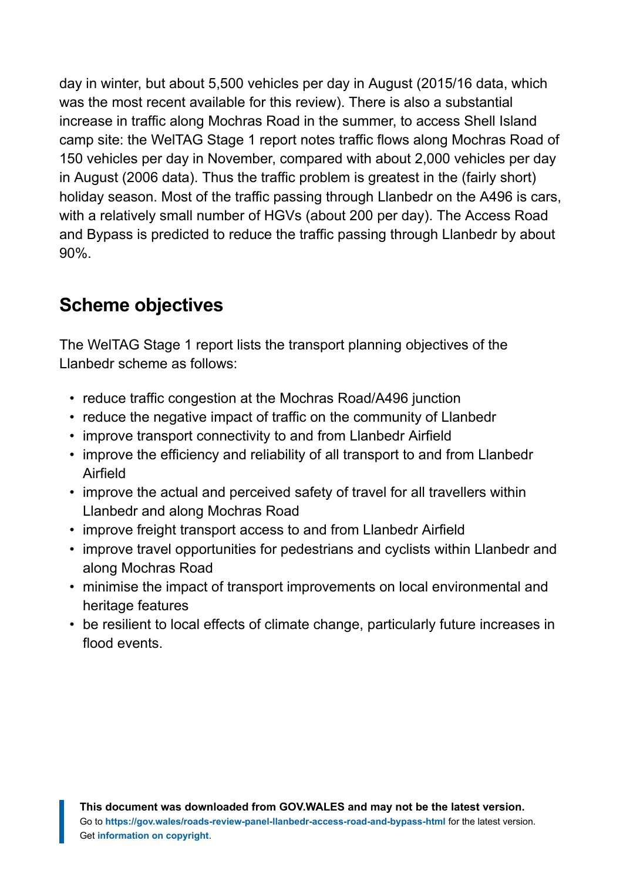day in winter, but about 5,500 vehicles per day in August (2015/16 data, which was the most recent available for this review). There is also a substantial increase in traffic along Mochras Road in the summer, to access Shell Island camp site: the WelTAG Stage 1 report notes traffic flows along Mochras Road of 150 vehicles per day in November, compared with about 2,000 vehicles per day in August (2006 data). Thus the traffic problem is greatest in the (fairly short) holiday season. Most of the traffic passing through Llanbedr on the A496 is cars, with a relatively small number of HGVs (about 200 per day). The Access Road and Bypass is predicted to reduce the traffic passing through Llanbedr by about 90%.

## Scheme objectives

The WelTAG Stage 1 report lists the transport planning objectives of the Llanbedr scheme as follows:

- reduce traffic congestion at the Mochras Road/A496 junction
- reduce the negative impact of traffic on the community of Llanbedr
- improve transport connectivity to and from Llanbedr Airfield
- improve the efficiency and reliability of all transport to and from Llanbedr Airfield
- improve the actual and perceived safety of travel for all travellers within Llanbedr and along Mochras Road
- improve freight transport access to and from Llanbedr Airfield
- improve travel opportunities for pedestrians and cyclists within Llanbedr and along Mochras Road
- minimise the impact of transport improvements on local environmental and heritage features
- be resilient to local effects of climate change, particularly future increases in flood events.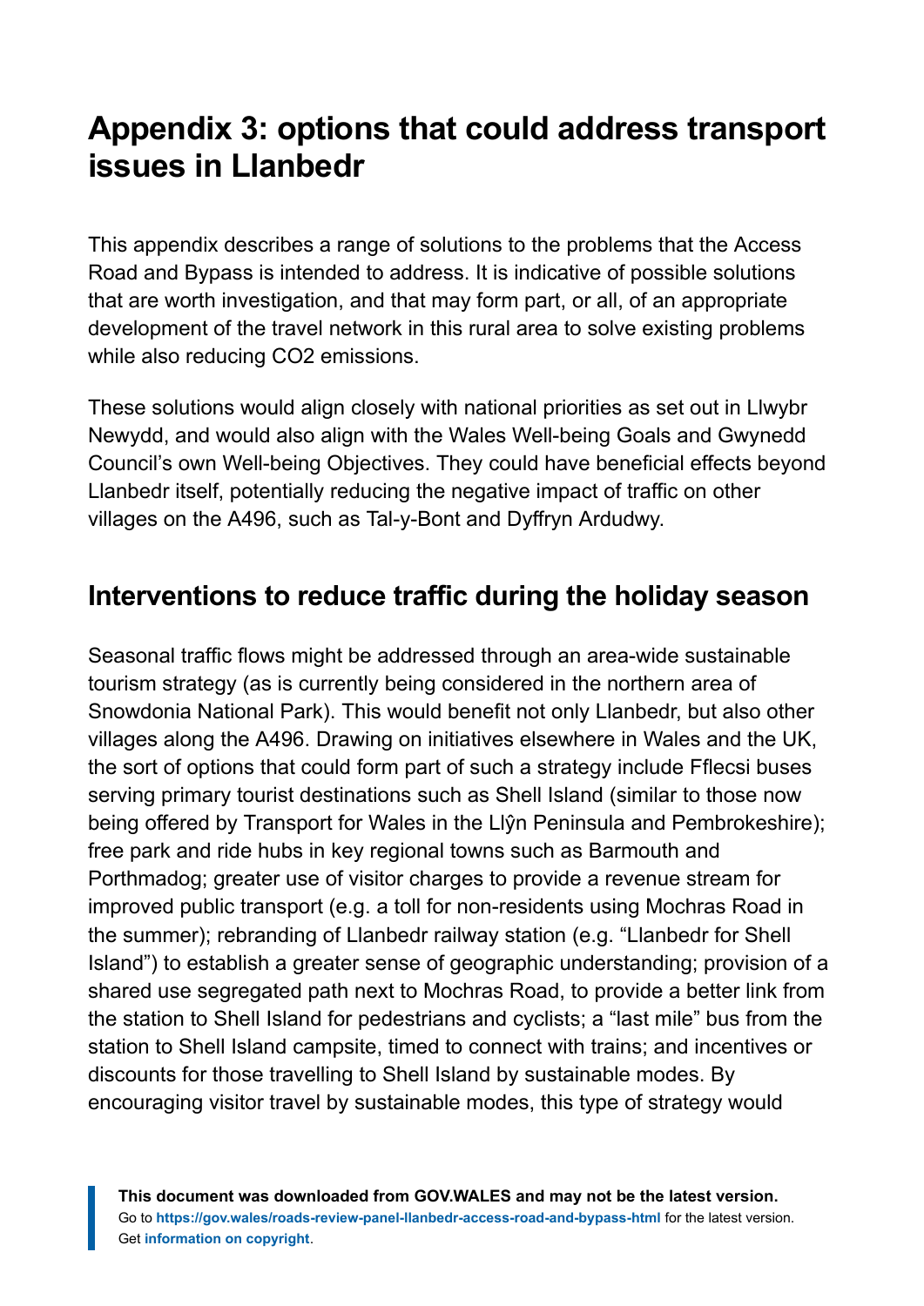# Appendix 3: options that could address transport issues in Llanbedr

This appendix describes a range of solutions to the problems that the Access Road and Bypass is intended to address. It is indicative of possible solutions that are worth investigation, and that may form part, or all, of an appropriate development of the travel network in this rural area to solve existing problems while also reducing $CO_2$ emissions.

These solutions would align closely with national priorities as set out in Llwybr Newydd, and would also align with the Wales Well-being Goals and Gwynedd Council's own Well-being Objectives. They could have beneficial effects beyond Llanbedr itself, potentially reducing the negative impact of traffic on other villages on the A496, such as Tal-y-Bont and Dyffryn Ardudwy.

## Interventions to reduce traffic during the holiday season

Seasonal traffic flows might be addressed through an area-wide sustainable tourism strategy (as is currently being considered in the northern area of Snowdonia National Park). This would benefit not only Llanbedr, but also other villages along the A496. Drawing on initiatives elsewhere in Wales and the UK, the sort of options that could form part of such a strategy include Fflecsi buses serving primary tourist destinations such as Shell Island (similar to those now being offered by Transport for Wales in the Llŷn Peninsula and Pembrokeshire); free park and ride hubs in key regional towns such as Barmouth and Porthmadog; greater use of visitor charges to provide a revenue stream for improved public transport (e.g. a toll for non-residents using Mochras Road in the summer); rebranding of Llanbedr railway station (e.g. "Llanbedr for Shell Island") to establish a greater sense of geographic understanding; provision of a shared use segregated path next to Mochras Road, to provide a better link from the station to Shell Island for pedestrians and cyclists; a "last mile" bus from the station to Shell Island campsite, timed to connect with trains; and incentives or discounts for those travelling to Shell Island by sustainable modes. By encouraging visitor travel by sustainable modes, this type of strategy would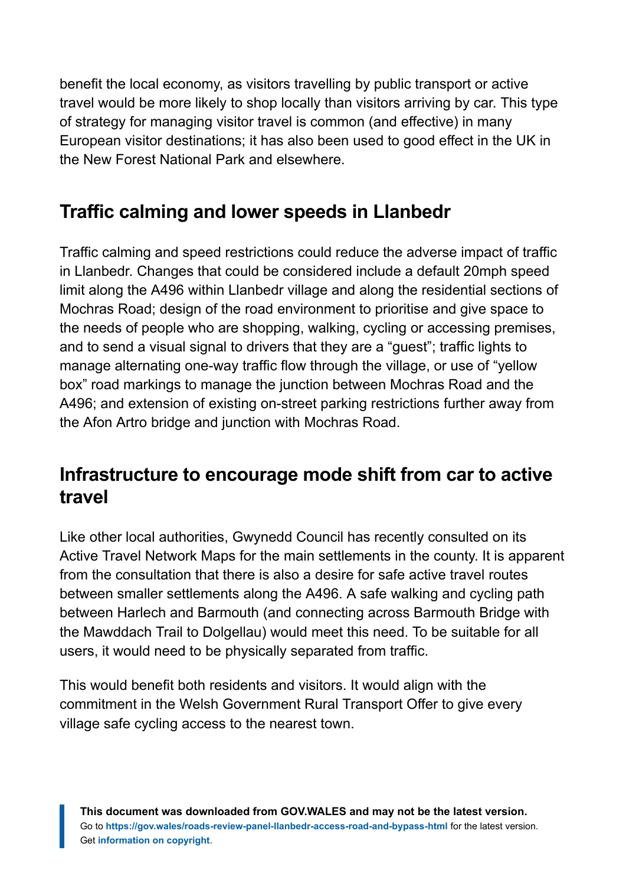benefit the local economy, as visitors travelling by public transport or active travel would be more likely to shop locally than visitors arriving by car. This type of strategy for managing visitor travel is common (and effective) in many European visitor destinations; it has also been used to good effect in the UK in the New Forest National Park and elsewhere.

## Traffic calming and lower speeds in Llanbedr

Traffic calming and speed restrictions could reduce the adverse impact of traffic in Llanbedr. Changes that could be considered include a default 20mph speed limit along the A496 within Llanbedr village and along the residential sections of Mochras Road; design of the road environment to prioritise and give space to the needs of people who are shopping, walking, cycling or accessing premises, and to send a visual signal to drivers that they are a "guest"; traffic lights to manage alternating one-way traffic flow through the village, or use of "yellow box" road markings to manage the junction between Mochras Road and the A496; and extension of existing on-street parking restrictions further away from the Afon Artro bridge and junction with Mochras Road.

## Infrastructure to encourage mode shift from car to active travel

Like other local authorities, Gwynedd Council has recently consulted on its Active Travel Network Maps for the main settlements in the county. It is apparent from the consultation that there is also a desire for safe active travel routes between smaller settlements along the A496. A safe walking and cycling path between Harlech and Barmouth (and connecting across Barmouth Bridge with the Mawddach Trail to Dolgellau) would meet this need. To be suitable for all users, it would need to be physically separated from traffic.

This would benefit both residents and visitors. It would align with the commitment in the Welsh Government Rural Transport Offer to give every village safe cycling access to the nearest town.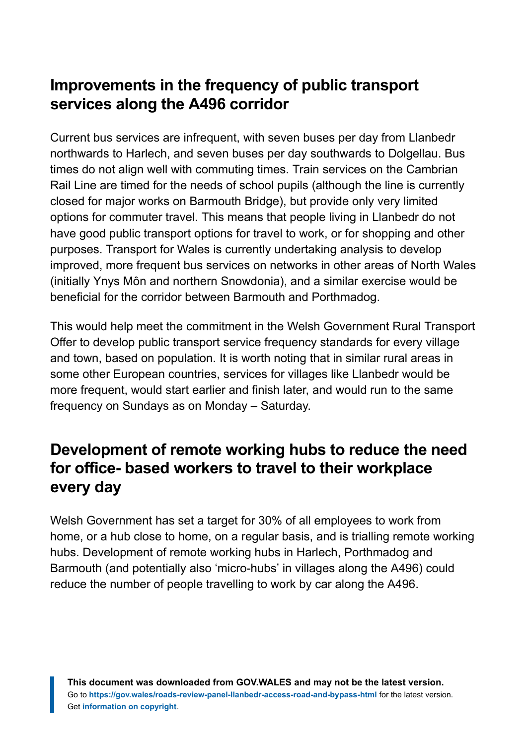## Improvements in the frequency of public transport services along the A496 corridor

Current bus services are infrequent, with seven buses per day from Llanbedr northwards to Harlech, and seven buses per day southwards to Dolgellau. Bus times do not align well with commuting times. Train services on the Cambrian Rail Line are timed for the needs of school pupils (although the line is currently closed for major works on Barmouth Bridge), but provide only very limited options for commuter travel. This means that people living in Llanbedr do not have good public transport options for travel to work, or for shopping and other purposes. Transport for Wales is currently undertaking analysis to develop improved, more frequent bus services on networks in other areas of North Wales (initially Ynys Môn and northern Snowdonia), and a similar exercise would be beneficial for the corridor between Barmouth and Porthmadog.

This would help meet the commitment in the Welsh Government Rural Transport Offer to develop public transport service frequency standards for every village and town, based on population. It is worth noting that in similar rural areas in some other European countries, services for villages like Llanbedr would be more frequent, would start earlier and finish later, and would run to the same frequency on Sundays as on Monday – Saturday.

## Development of remote working hubs to reduce the need for office- based workers to travel to their workplace every day

Welsh Government has set a target for 30% of all employees to work from home, or a hub close to home, on a regular basis, and is trialling remote working hubs. Development of remote working hubs in Harlech, Porthmadog and Barmouth (and potentially also 'micro-hubs' in villages along the A496) could reduce the number of people travelling to work by car along the A496.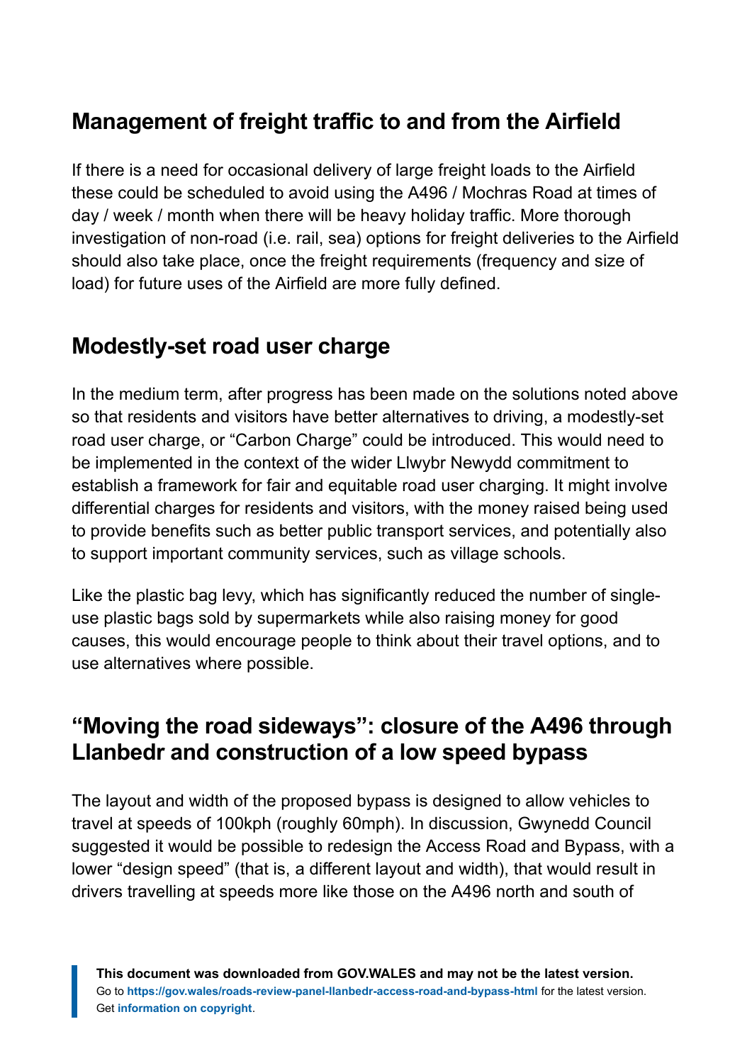## Management of freight traffic to and from the Airfield

If there is a need for occasional delivery of large freight loads to the Airfield these could be scheduled to avoid using the A496 / Mochras Road at times of day / week / month when there will be heavy holiday traffic. More thorough investigation of non-road (i.e. rail, sea) options for freight deliveries to the Airfield should also take place, once the freight requirements (frequency and size of load) for future uses of the Airfield are more fully defined.

## Modestly-set road user charge

In the medium term, after progress has been made on the solutions noted above so that residents and visitors have better alternatives to driving, a modestly-set road user charge, or "Carbon Charge" could be introduced. This would need to be implemented in the context of the wider Llwybr Newydd commitment to establish a framework for fair and equitable road user charging. It might involve differential charges for residents and visitors, with the money raised being used to provide benefits such as better public transport services, and potentially also to support important community services, such as village schools.

Like the plastic bag levy, which has significantly reduced the number of single-use plastic bags sold by supermarkets while also raising money for good causes, this would encourage people to think about their travel options, and to use alternatives where possible.

## "Moving the road sideways": closure of the A496 through Llanbedr and construction of a low speed bypass

The layout and width of the proposed bypass is designed to allow vehicles to travel at speeds of 100kph (roughly 60mph). In discussion, Gwynedd Council suggested it would be possible to redesign the Access Road and Bypass, with a lower "design speed" (that is, a different layout and width), that would result in drivers travelling at speeds more like those on the A496 north and south of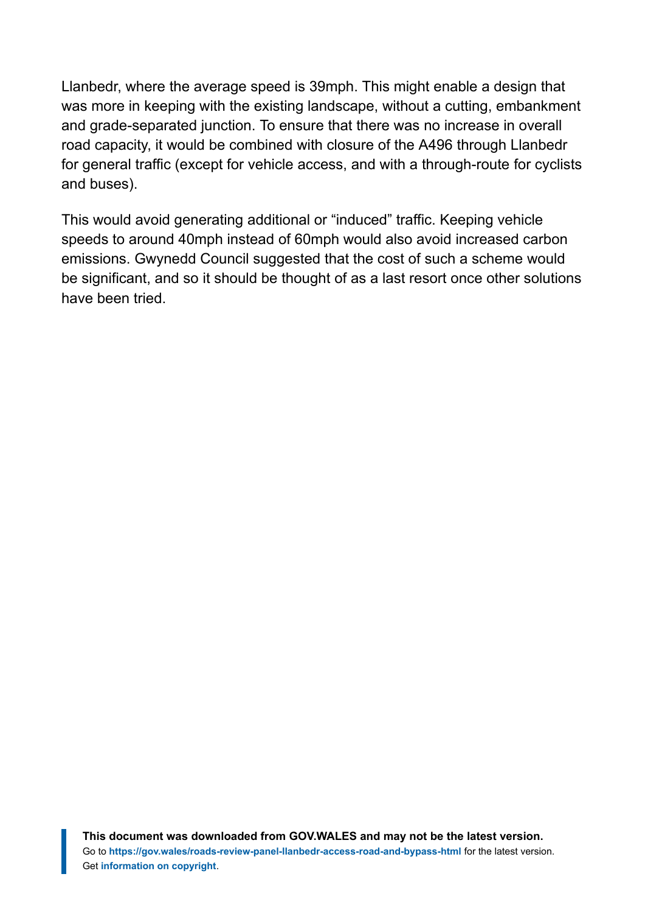Llanbedr, where the average speed is 39mph. This might enable a design that was more in keeping with the existing landscape, without a cutting, embankment and grade-separated junction. To ensure that there was no increase in overall road capacity, it would be combined with closure of the A496 through Llanbedr for general traffic (except for vehicle access, and with a through-route for cyclists and buses).

This would avoid generating additional or “induced” traffic. Keeping vehicle speeds to around 40mph instead of 60mph would also avoid increased carbon emissions. Gwynedd Council suggested that the cost of such a scheme would be significant, and so it should be thought of as a last resort once other solutions have been tried.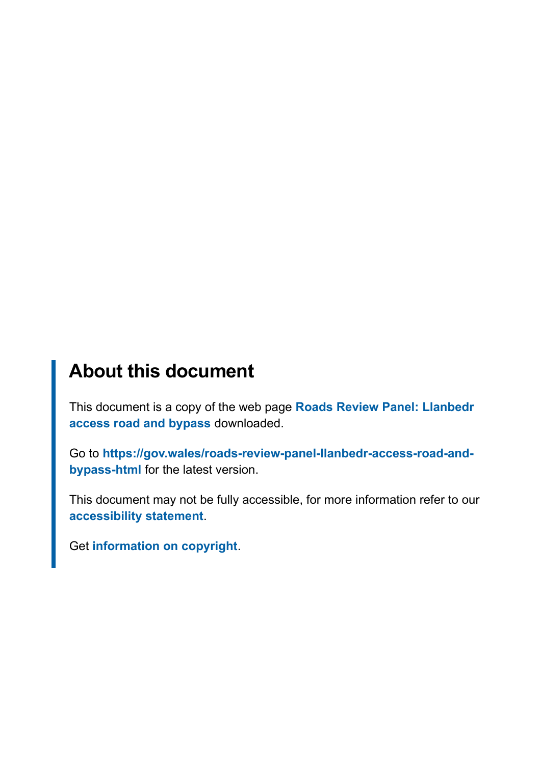## About this document

This document is a copy of the web page **Roads Review Panel: Llanbedr access road and bypass** downloaded.

Go to **https://gov.wales/roads-review-panel-llanbedr-access-road-and-bypass-html** for the latest version.

This document may not be fully accessible, for more information refer to our **accessibility statement**.

Get **information on copyright**.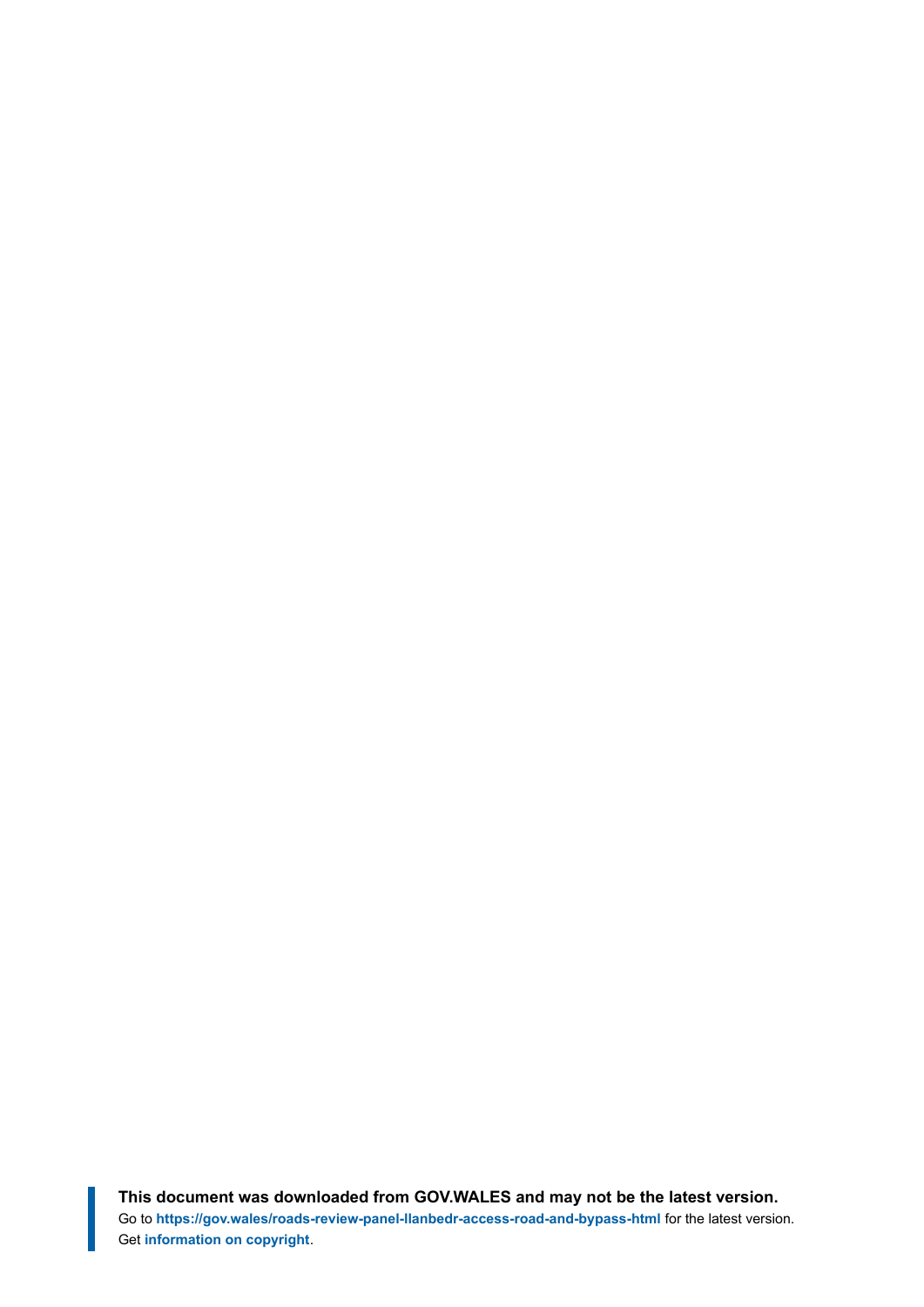**This document was downloaded from GOV.WALES and may not be the latest version.**
Go to **https://gov.wales/roads-review-panel-llanbedr-access-road-and-bypass-html** for the latest version.
Get **information on copyright**.